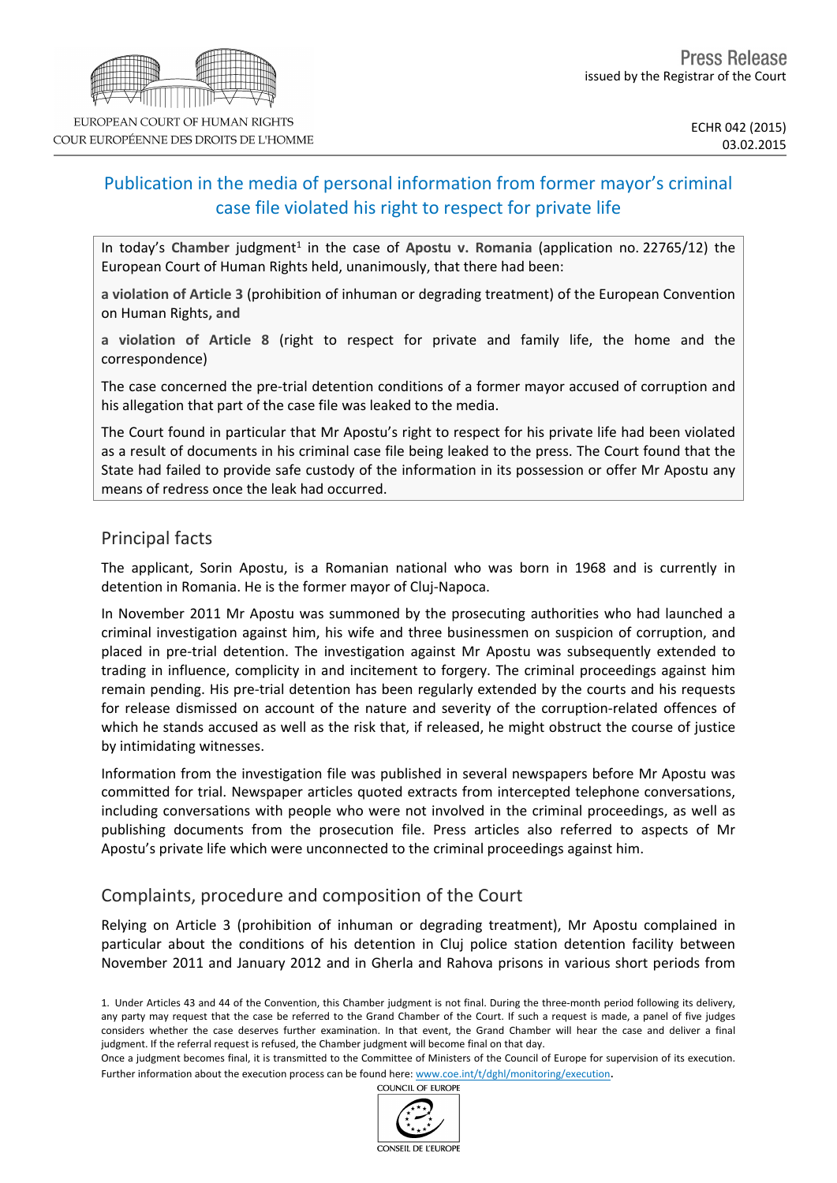EUROPEAN COURT OF HUMAN RIGHTS
COUR EUROPÉENNE DES DROITS DE L'HOMME

Press Release
issued by the Registrar of the Court

ECHR 042 (2015)
03.02.2015

# Publication in the media of personal information from former mayor's criminal case file violated his right to respect for private life

In today's **Chamber** judgment[1] in the case of **Apostu v. Romania** (application no. 22765/12) the European Court of Human Rights held, unanimously, that there had been:

**a violation of Article 3** (prohibition of inhuman or degrading treatment) of the European Convention on Human Rights**, and**

**a violation of Article 8** (right to respect for private and family life, the home and the correspondence)

The case concerned the pre-trial detention conditions of a former mayor accused of corruption and his allegation that part of the case file was leaked to the media.

The Court found in particular that Mr Apostu's right to respect for his private life had been violated as a result of documents in his criminal case file being leaked to the press. The Court found that the State had failed to provide safe custody of the information in its possession or offer Mr Apostu any means of redress once the leak had occurred.

## Principal facts

The applicant, Sorin Apostu, is a Romanian national who was born in 1968 and is currently in detention in Romania. He is the former mayor of Cluj-Napoca.

In November 2011 Mr Apostu was summoned by the prosecuting authorities who had launched a criminal investigation against him, his wife and three businessmen on suspicion of corruption, and placed in pre-trial detention. The investigation against Mr Apostu was subsequently extended to trading in influence, complicity in and incitement to forgery. The criminal proceedings against him remain pending. His pre-trial detention has been regularly extended by the courts and his requests for release dismissed on account of the nature and severity of the corruption-related offences of which he stands accused as well as the risk that, if released, he might obstruct the course of justice by intimidating witnesses.

Information from the investigation file was published in several newspapers before Mr Apostu was committed for trial. Newspaper articles quoted extracts from intercepted telephone conversations, including conversations with people who were not involved in the criminal proceedings, as well as publishing documents from the prosecution file. Press articles also referred to aspects of Mr Apostu's private life which were unconnected to the criminal proceedings against him.

## Complaints, procedure and composition of the Court

Relying on Article 3 (prohibition of inhuman or degrading treatment), Mr Apostu complained in particular about the conditions of his detention in Cluj police station detention facility between November 2011 and January 2012 and in Gherla and Rahova prisons in various short periods from

1. Under Articles 43 and 44 of the Convention, this Chamber judgment is not final. During the three-month period following its delivery, any party may request that the case be referred to the Grand Chamber of the Court. If such a request is made, a panel of five judges considers whether the case deserves further examination. In that event, the Grand Chamber will hear the case and deliver a final judgment. If the referral request is refused, the Chamber judgment will become final on that day.
Once a judgment becomes final, it is transmitted to the Committee of Ministers of the Council of Europe for supervision of its execution. Further information about the execution process can be found here: www.coe.int/t/dghl/monitoring/execution.

COUNCIL OF EUROPE
CONSEIL DE L'EUROPE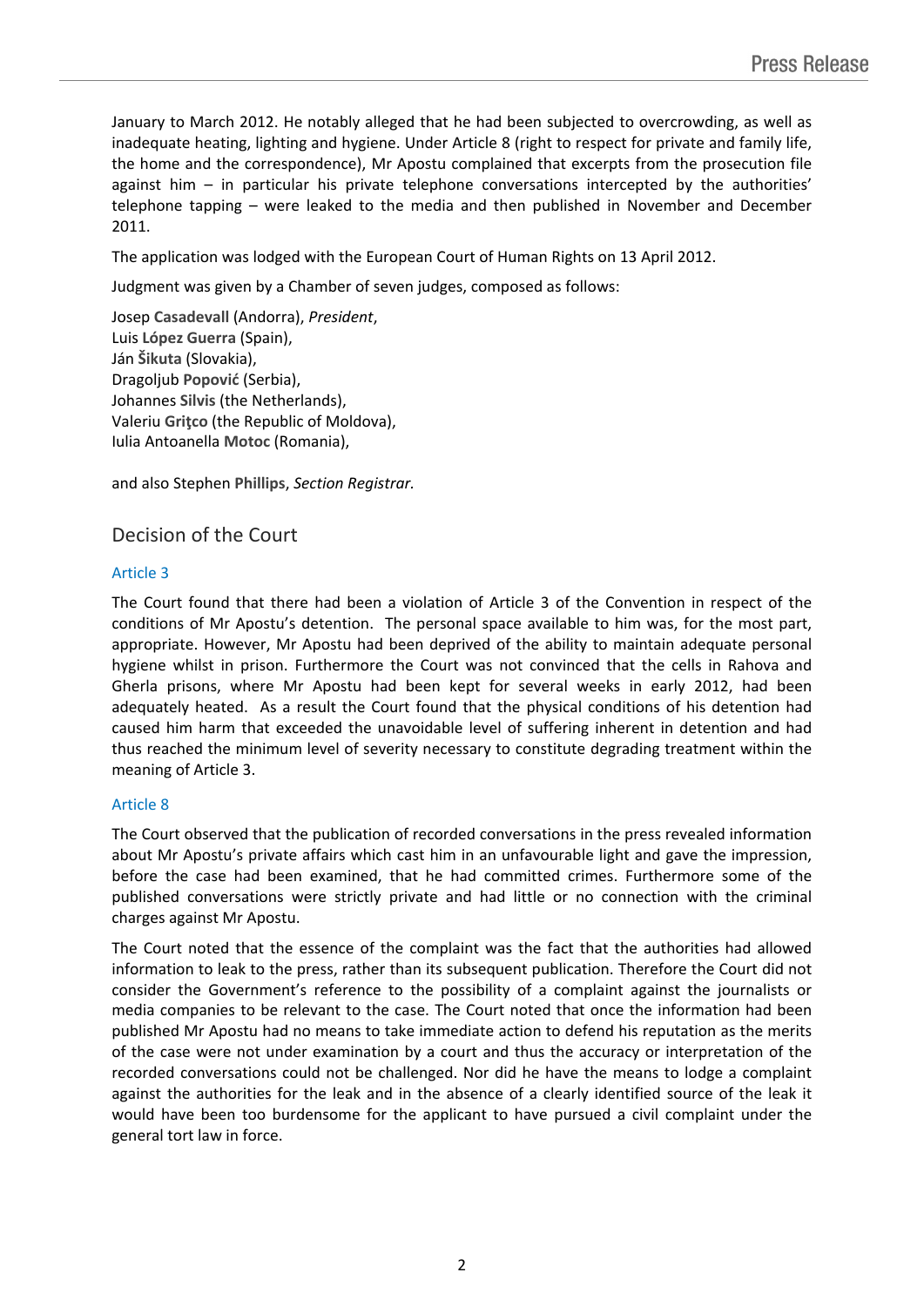January to March 2012. He notably alleged that he had been subjected to overcrowding, as well as inadequate heating, lighting and hygiene. Under Article 8 (right to respect for private and family life, the home and the correspondence), Mr Apostu complained that excerpts from the prosecution file against him – in particular his private telephone conversations intercepted by the authorities' telephone tapping – were leaked to the media and then published in November and December 2011.

The application was lodged with the European Court of Human Rights on 13 April 2012.

Judgment was given by a Chamber of seven judges, composed as follows:

Josep **Casadevall** (Andorra), *President*,
Luis **López Guerra** (Spain),
Ján **Šikuta** (Slovakia),
Dragoljub **Popović** (Serbia),
Johannes **Silvis** (the Netherlands),
Valeriu **Griţco** (the Republic of Moldova),
Iulia Antoanella **Motoc** (Romania),

and also Stephen **Phillips**, *Section Registrar.*

## Decision of the Court

### Article 3

The Court found that there had been a violation of Article 3 of the Convention in respect of the conditions of Mr Apostu's detention. The personal space available to him was, for the most part, appropriate. However, Mr Apostu had been deprived of the ability to maintain adequate personal hygiene whilst in prison. Furthermore the Court was not convinced that the cells in Rahova and Gherla prisons, where Mr Apostu had been kept for several weeks in early 2012, had been adequately heated. As a result the Court found that the physical conditions of his detention had caused him harm that exceeded the unavoidable level of suffering inherent in detention and had thus reached the minimum level of severity necessary to constitute degrading treatment within the meaning of Article 3.

### Article 8

The Court observed that the publication of recorded conversations in the press revealed information about Mr Apostu's private affairs which cast him in an unfavourable light and gave the impression, before the case had been examined, that he had committed crimes. Furthermore some of the published conversations were strictly private and had little or no connection with the criminal charges against Mr Apostu.

The Court noted that the essence of the complaint was the fact that the authorities had allowed information to leak to the press, rather than its subsequent publication. Therefore the Court did not consider the Government's reference to the possibility of a complaint against the journalists or media companies to be relevant to the case. The Court noted that once the information had been published Mr Apostu had no means to take immediate action to defend his reputation as the merits of the case were not under examination by a court and thus the accuracy or interpretation of the recorded conversations could not be challenged. Nor did he have the means to lodge a complaint against the authorities for the leak and in the absence of a clearly identified source of the leak it would have been too burdensome for the applicant to have pursued a civil complaint under the general tort law in force.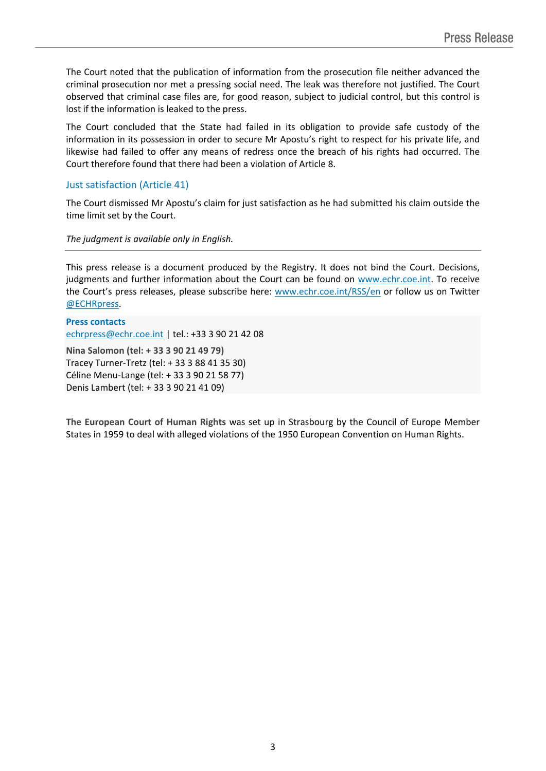The Court noted that the publication of information from the prosecution file neither advanced the criminal prosecution nor met a pressing social need. The leak was therefore not justified. The Court observed that criminal case files are, for good reason, subject to judicial control, but this control is lost if the information is leaked to the press.

The Court concluded that the State had failed in its obligation to provide safe custody of the information in its possession in order to secure Mr Apostu's right to respect for his private life, and likewise had failed to offer any means of redress once the breach of his rights had occurred. The Court therefore found that there had been a violation of Article 8.

### Just satisfaction (Article 41)

The Court dismissed Mr Apostu's claim for just satisfaction as he had submitted his claim outside the time limit set by the Court.

*The judgment is available only in English.*

---

This press release is a document produced by the Registry. It does not bind the Court. Decisions, judgments and further information about the Court can be found on www.echr.coe.int. To receive the Court's press releases, please subscribe here: www.echr.coe.int/RSS/en or follow us on Twitter @ECHRpress.

**Press contacts**
echrpress@echr.coe.int | tel.: +33 3 90 21 42 08

**Nina Salomon (tel: + 33 3 90 21 49 79)**
Tracey Turner-Tretz (tel: + 33 3 88 41 35 30)
Céline Menu-Lange (tel: + 33 3 90 21 58 77)
Denis Lambert (tel: + 33 3 90 21 41 09)

**The European Court of Human Rights** was set up in Strasbourg by the Council of Europe Member States in 1959 to deal with alleged violations of the 1950 European Convention on Human Rights.